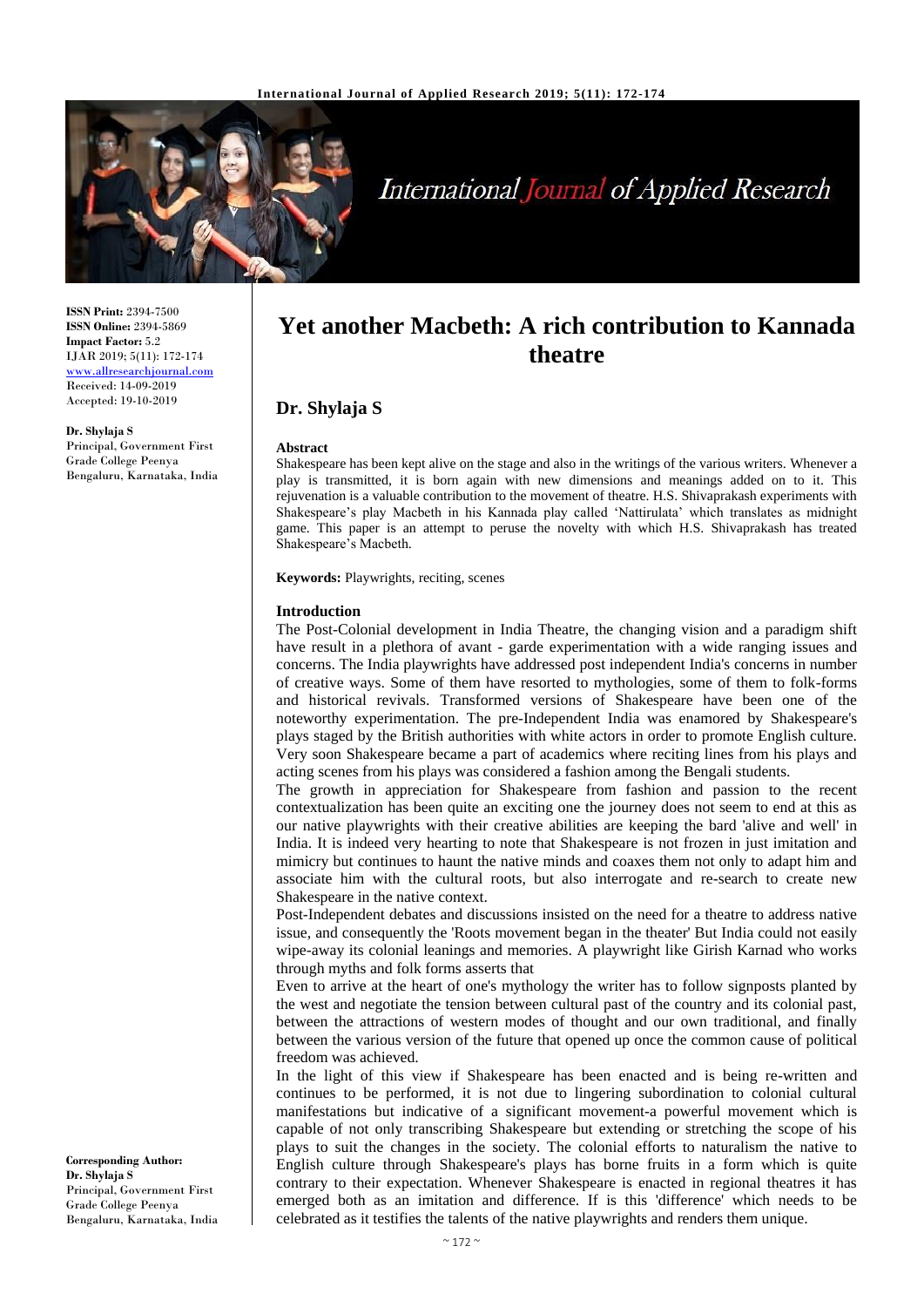**ISSN Print:** 2394-7500
**ISSN Online:** 2394-5869
**Impact Factor:** 5.2
IJAR 2019; 5(11): 172-174
www.allresearchjournal.com
Received: 14-09-2019
Accepted: 19-10-2019

**Dr. Shylaja S**
Principal, Government First Grade College Peenya Bengaluru, Karnataka, India

**Corresponding Author:**
**Dr. Shylaja S**
Principal, Government First Grade College Peenya Bengaluru, Karnataka, India

# Yet another Macbeth: A rich contribution to Kannada theatre

## Dr. Shylaja S

### Abstract

Shakespeare has been kept alive on the stage and also in the writings of the various writers. Whenever a play is transmitted, it is born again with new dimensions and meanings added on to it. This rejuvenation is a valuable contribution to the movement of theatre. H.S. Shivaprakash experiments with Shakespeare's play Macbeth in his Kannada play called 'Nattirulata' which translates as midnight game. This paper is an attempt to peruse the novelty with which H.S. Shivaprakash has treated Shakespeare's Macbeth.

**Keywords:** Playwrights, reciting, scenes

### Introduction

The Post-Colonial development in India Theatre, the changing vision and a paradigm shift have result in a plethora of avant - garde experimentation with a wide ranging issues and concerns. The India playwrights have addressed post independent India's concerns in number of creative ways. Some of them have resorted to mythologies, some of them to folk-forms and historical revivals. Transformed versions of Shakespeare have been one of the noteworthy experimentation. The pre-Independent India was enamored by Shakespeare's plays staged by the British authorities with white actors in order to promote English culture. Very soon Shakespeare became a part of academics where reciting lines from his plays and acting scenes from his plays was considered a fashion among the Bengali students.

The growth in appreciation for Shakespeare from fashion and passion to the recent contextualization has been quite an exciting one the journey does not seem to end at this as our native playwrights with their creative abilities are keeping the bard 'alive and well' in India. It is indeed very hearting to note that Shakespeare is not frozen in just imitation and mimicry but continues to haunt the native minds and coaxes them not only to adapt him and associate him with the cultural roots, but also interrogate and re-search to create new Shakespeare in the native context.

Post-Independent debates and discussions insisted on the need for a theatre to address native issue, and consequently the 'Roots movement began in the theater' But India could not easily wipe-away its colonial leanings and memories. A playwright like Girish Karnad who works through myths and folk forms asserts that

Even to arrive at the heart of one's mythology the writer has to follow signposts planted by the west and negotiate the tension between cultural past of the country and its colonial past, between the attractions of western modes of thought and our own traditional, and finally between the various version of the future that opened up once the common cause of political freedom was achieved.

In the light of this view if Shakespeare has been enacted and is being re-written and continues to be performed, it is not due to lingering subordination to colonial cultural manifestations but indicative of a significant movement-a powerful movement which is capable of not only transcribing Shakespeare but extending or stretching the scope of his plays to suit the changes in the society. The colonial efforts to naturalism the native to English culture through Shakespeare's plays has borne fruits in a form which is quite contrary to their expectation. Whenever Shakespeare is enacted in regional theatres it has emerged both as an imitation and difference. If is this 'difference' which needs to be celebrated as it testifies the talents of the native playwrights and renders them unique.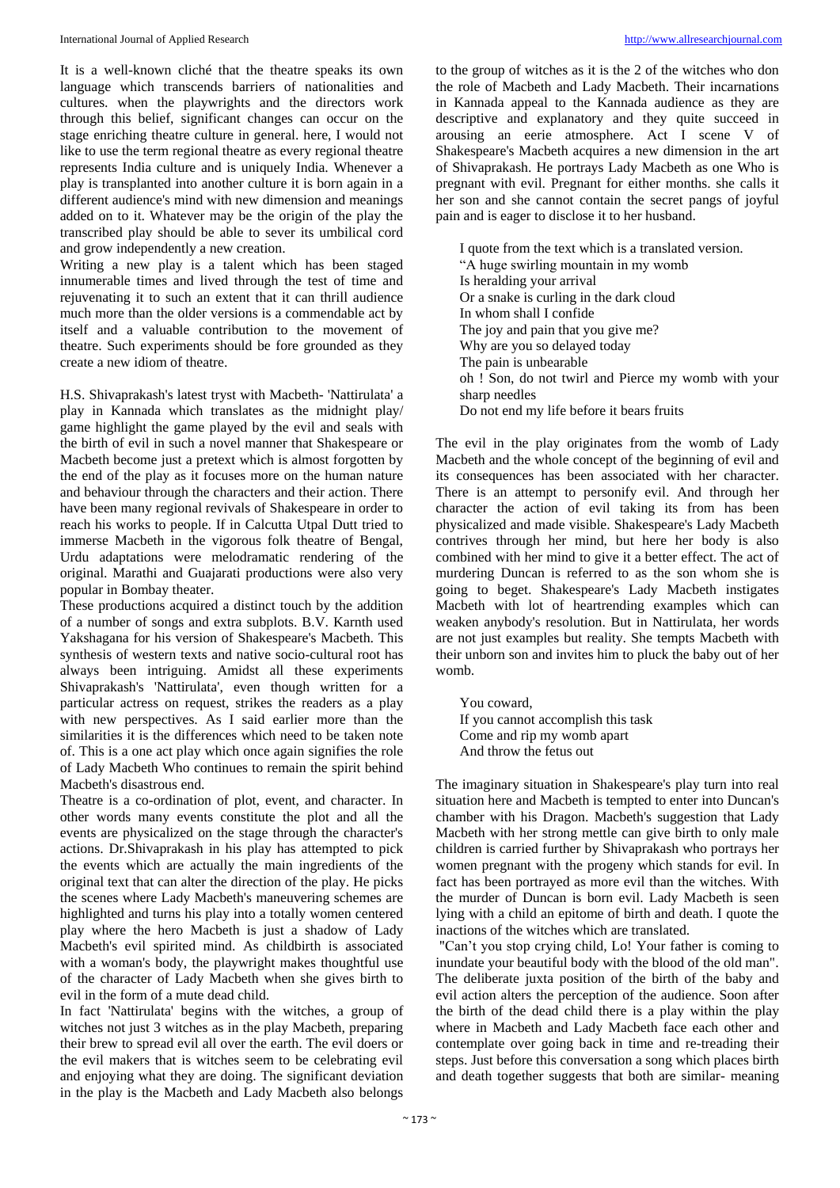It is a well-known cliché that the theatre speaks its own language which transcends barriers of nationalities and cultures. when the playwrights and the directors work through this belief, significant changes can occur on the stage enriching theatre culture in general. here, I would not like to use the term regional theatre as every regional theatre represents India culture and is uniquely India. Whenever a play is transplanted into another culture it is born again in a different audience's mind with new dimension and meanings added on to it. Whatever may be the origin of the play the transcribed play should be able to sever its umbilical cord and grow independently a new creation.

Writing a new play is a talent which has been staged innumerable times and lived through the test of time and rejuvenating it to such an extent that it can thrill audience much more than the older versions is a commendable act by itself and a valuable contribution to the movement of theatre. Such experiments should be fore grounded as they create a new idiom of theatre.

H.S. Shivaprakash's latest tryst with Macbeth- 'Nattirulata' a play in Kannada which translates as the midnight play/ game highlight the game played by the evil and seals with the birth of evil in such a novel manner that Shakespeare or Macbeth become just a pretext which is almost forgotten by the end of the play as it focuses more on the human nature and behaviour through the characters and their action. There have been many regional revivals of Shakespeare in order to reach his works to people. If in Calcutta Utpal Dutt tried to immerse Macbeth in the vigorous folk theatre of Bengal, Urdu adaptations were melodramatic rendering of the original. Marathi and Guajarati productions were also very popular in Bombay theater.

These productions acquired a distinct touch by the addition of a number of songs and extra subplots. B.V. Karnth used Yakshagana for his version of Shakespeare's Macbeth. This synthesis of western texts and native socio-cultural root has always been intriguing. Amidst all these experiments Shivaprakash's 'Nattirulata', even though written for a particular actress on request, strikes the readers as a play with new perspectives. As I said earlier more than the similarities it is the differences which need to be taken note of. This is a one act play which once again signifies the role of Lady Macbeth Who continues to remain the spirit behind Macbeth's disastrous end.

Theatre is a co-ordination of plot, event, and character. In other words many events constitute the plot and all the events are physicalized on the stage through the character's actions. Dr.Shivaprakash in his play has attempted to pick the events which are actually the main ingredients of the original text that can alter the direction of the play. He picks the scenes where Lady Macbeth's maneuvering schemes are highlighted and turns his play into a totally women centered play where the hero Macbeth is just a shadow of Lady Macbeth's evil spirited mind. As childbirth is associated with a woman's body, the playwright makes thoughtful use of the character of Lady Macbeth when she gives birth to evil in the form of a mute dead child.

In fact 'Nattirulata' begins with the witches, a group of witches not just 3 witches as in the play Macbeth, preparing their brew to spread evil all over the earth. The evil doers or the evil makers that is witches seem to be celebrating evil and enjoying what they are doing. The significant deviation in the play is the Macbeth and Lady Macbeth also belongs to the group of witches as it is the 2 of the witches who don the role of Macbeth and Lady Macbeth. Their incarnations in Kannada appeal to the Kannada audience as they are descriptive and explanatory and they quite succeed in arousing an eerie atmosphere. Act I scene V of Shakespeare's Macbeth acquires a new dimension in the art of Shivaprakash. He portrays Lady Macbeth as one Who is pregnant with evil. Pregnant for either months. she calls it her son and she cannot contain the secret pangs of joyful pain and is eager to disclose it to her husband.

> I quote from the text which is a translated version.
> "A huge swirling mountain in my womb
> Is heralding your arrival
> Or a snake is curling in the dark cloud
> In whom shall I confide
> The joy and pain that you give me?
> Why are you so delayed today
> The pain is unbearable
> oh ! Son, do not twirl and Pierce my womb with your sharp needles
> Do not end my life before it bears fruits

The evil in the play originates from the womb of Lady Macbeth and the whole concept of the beginning of evil and its consequences has been associated with her character. There is an attempt to personify evil. And through her character the action of evil taking its from has been physicalized and made visible. Shakespeare's Lady Macbeth contrives through her mind, but here her body is also combined with her mind to give it a better effect. The act of murdering Duncan is referred to as the son whom she is going to beget. Shakespeare's Lady Macbeth instigates Macbeth with lot of heartrending examples which can weaken anybody's resolution. But in Nattirulata, her words are not just examples but reality. She tempts Macbeth with their unborn son and invites him to pluck the baby out of her womb.

> You coward,
> If you cannot accomplish this task
> Come and rip my womb apart
> And throw the fetus out

The imaginary situation in Shakespeare's play turn into real situation here and Macbeth is tempted to enter into Duncan's chamber with his Dragon. Macbeth's suggestion that Lady Macbeth with her strong mettle can give birth to only male children is carried further by Shivaprakash who portrays her women pregnant with the progeny which stands for evil. In fact has been portrayed as more evil than the witches. With the murder of Duncan is born evil. Lady Macbeth is seen lying with a child an epitome of birth and death. I quote the inactions of the witches which are translated.

"Can't you stop crying child, Lo! Your father is coming to inundate your beautiful body with the blood of the old man". The deliberate juxta position of the birth of the baby and evil action alters the perception of the audience. Soon after the birth of the dead child there is a play within the play where in Macbeth and Lady Macbeth face each other and contemplate over going back in time and re-treading their steps. Just before this conversation a song which places birth and death together suggests that both are similar- meaning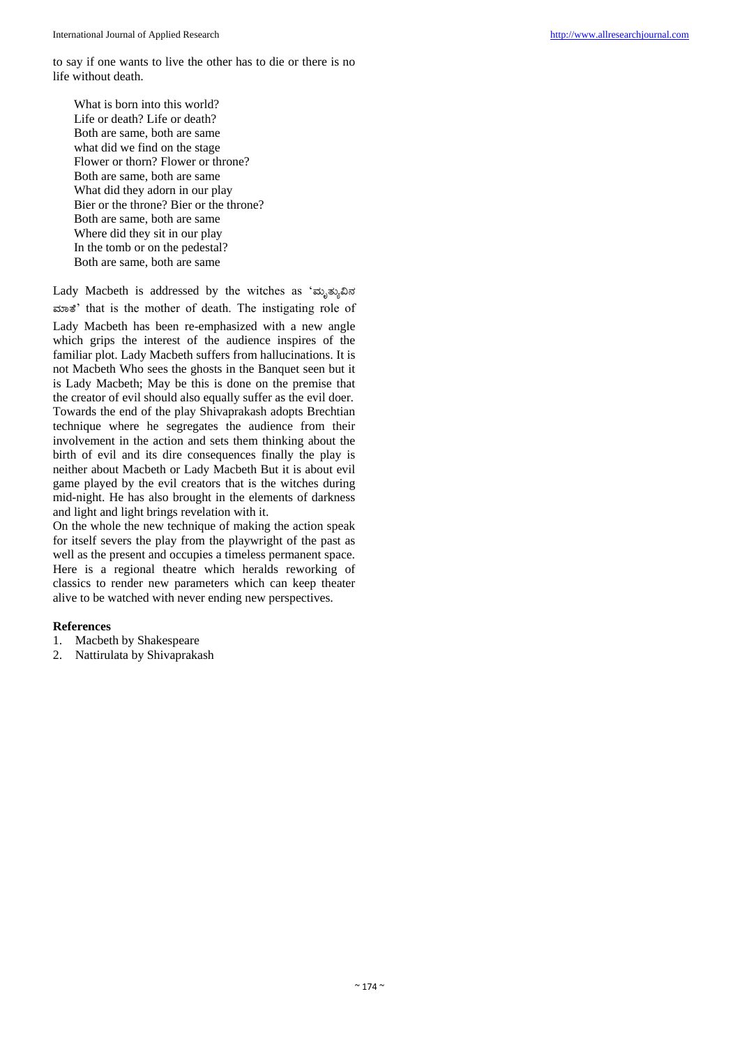to say if one wants to live the other has to die or there is no life without death.

> What is born into this world?
> Life or death? Life or death?
> Both are same, both are same
> what did we find on the stage
> Flower or thorn? Flower or throne?
> Both are same, both are same
> What did they adorn in our play
> Bier or the throne? Bier or the throne?
> Both are same, both are same
> Where did they sit in our play
> In the tomb or on the pedestal?
> Both are same, both are same

Lady Macbeth is addressed by the witches as 'ಮೃತ್ಯುವಿನ ಮಾತೆ' that is the mother of death. The instigating role of Lady Macbeth has been re-emphasized with a new angle which grips the interest of the audience inspires of the familiar plot. Lady Macbeth suffers from hallucinations. It is not Macbeth Who sees the ghosts in the Banquet seen but it is Lady Macbeth; May be this is done on the premise that the creator of evil should also equally suffer as the evil doer. Towards the end of the play Shivaprakash adopts Brechtian technique where he segregates the audience from their involvement in the action and sets them thinking about the birth of evil and its dire consequences finally the play is neither about Macbeth or Lady Macbeth But it is about evil game played by the evil creators that is the witches during mid-night. He has also brought in the elements of darkness and light and light brings revelation with it.

On the whole the new technique of making the action speak for itself severs the play from the playwright of the past as well as the present and occupies a timeless permanent space. Here is a regional theatre which heralds reworking of classics to render new parameters which can keep theater alive to be watched with never ending new perspectives.

**References**

1. Macbeth by Shakespeare
2. Nattirulata by Shivaprakash